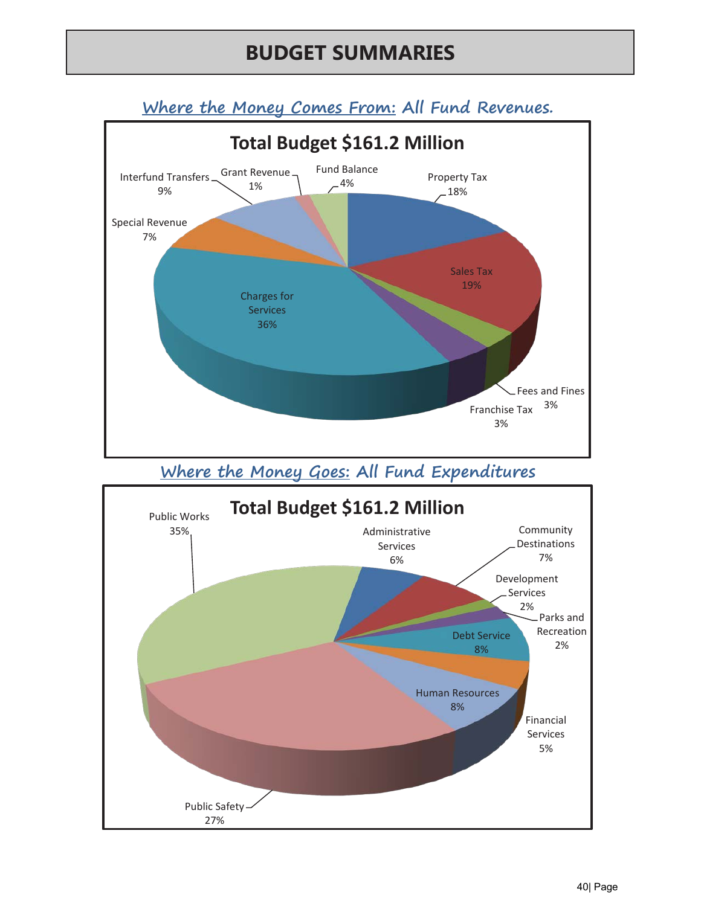# BUDGET SUMMARIES

## *Where the Money Comes From: All Fund Revenues.*

**Total Budget $161.2 Million**

| Revenue Source | Percent |
|---|---|
| Property Tax | 18% |
| Sales Tax | 19% |
| Fees and Fines | 3% |
| Franchise Tax | 3% |
| Charges for Services | 36% |
| Special Revenue | 7% |
| Interfund Transfers | 9% |
| Grant Revenue | 1% |
| Fund Balance | 4% |

## *Where the Money Goes: All Fund Expenditures*

**Total Budget $161.2 Million**

| Expenditure | Percent |
|---|---|
| Public Works | 35% |
| Administrative Services | 6% |
| Community Destinations | 7% |
| Development Services | 2% |
| Parks and Recreation | 2% |
| Debt Service | 8% |
| Financial Services | 5% |
| Human Resources | 8% |
| Public Safety | 27% |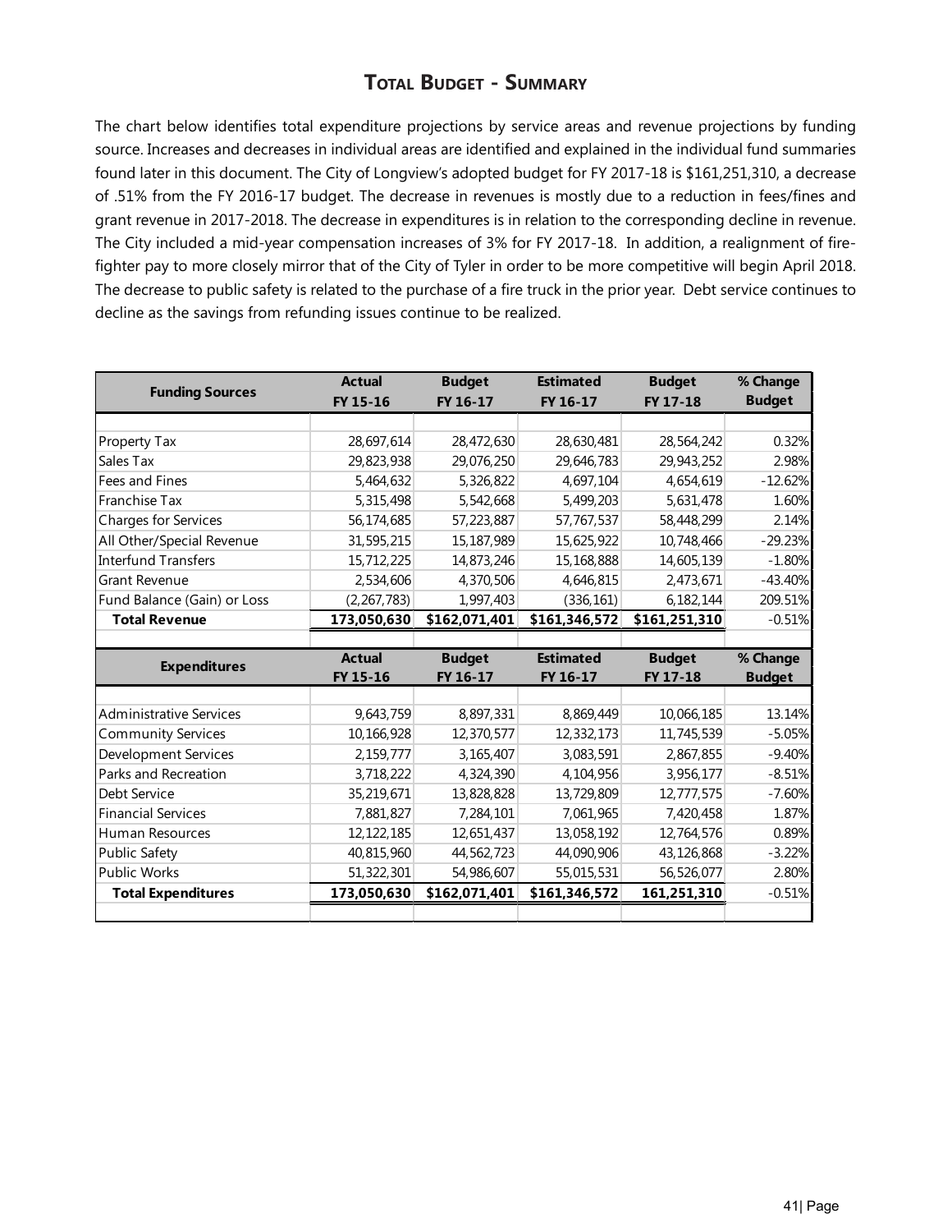## TOTAL BUDGET - SUMMARY

The chart below identifies total expenditure projections by service areas and revenue projections by funding source. Increases and decreases in individual areas are identified and explained in the individual fund summaries found later in this document. The City of Longview's adopted budget for FY 2017-18 is $161,251,310, a decrease of .51% from the FY 2016-17 budget. The decrease in revenues is mostly due to a reduction in fees/fines and grant revenue in 2017-2018. The decrease in expenditures is in relation to the corresponding decline in revenue. The City included a mid-year compensation increases of 3% for FY 2017-18. In addition, a realignment of fire-fighter pay to more closely mirror that of the City of Tyler in order to be more competitive will begin April 2018. The decrease to public safety is related to the purchase of a fire truck in the prior year. Debt service continues to decline as the savings from refunding issues continue to be realized.

| Funding Sources | Actual FY 15-16 | Budget FY 16-17 | Estimated FY 16-17 | Budget FY 17-18 | % Change Budget |
|---|---|---|---|---|---|
| Property Tax | 28,697,614 | 28,472,630 | 28,630,481 | 28,564,242 | 0.32% |
| Sales Tax | 29,823,938 | 29,076,250 | 29,646,783 | 29,943,252 | 2.98% |
| Fees and Fines | 5,464,632 | 5,326,822 | 4,697,104 | 4,654,619 | -12.62% |
| Franchise Tax | 5,315,498 | 5,542,668 | 5,499,203 | 5,631,478 | 1.60% |
| Charges for Services | 56,174,685 | 57,223,887 | 57,767,537 | 58,448,299 | 2.14% |
| All Other/Special Revenue | 31,595,215 | 15,187,989 | 15,625,922 | 10,748,466 | -29.23% |
| Interfund Transfers | 15,712,225 | 14,873,246 | 15,168,888 | 14,605,139 | -1.80% |
| Grant Revenue | 2,534,606 | 4,370,506 | 4,646,815 | 2,473,671 | -43.40% |
| Fund Balance (Gain) or Loss | (2,267,783) | 1,997,403 | (336,161) | 6,182,144 | 209.51% |
| **Total Revenue** | **173,050,630** | **$162,071,401** | **$161,346,572** | **$161,251,310** | -0.51% |

| Expenditures | Actual FY 15-16 | Budget FY 16-17 | Estimated FY 16-17 | Budget FY 17-18 | % Change Budget |
|---|---|---|---|---|---|
| Administrative Services | 9,643,759 | 8,897,331 | 8,869,449 | 10,066,185 | 13.14% |
| Community Services | 10,166,928 | 12,370,577 | 12,332,173 | 11,745,539 | -5.05% |
| Development Services | 2,159,777 | 3,165,407 | 3,083,591 | 2,867,855 | -9.40% |
| Parks and Recreation | 3,718,222 | 4,324,390 | 4,104,956 | 3,956,177 | -8.51% |
| Debt Service | 35,219,671 | 13,828,828 | 13,729,809 | 12,777,575 | -7.60% |
| Financial Services | 7,881,827 | 7,284,101 | 7,061,965 | 7,420,458 | 1.87% |
| Human Resources | 12,122,185 | 12,651,437 | 13,058,192 | 12,764,576 | 0.89% |
| Public Safety | 40,815,960 | 44,562,723 | 44,090,906 | 43,126,868 | -3.22% |
| Public Works | 51,322,301 | 54,986,607 | 55,015,531 | 56,526,077 | 2.80% |
| **Total Expenditures** | **173,050,630** | **$162,071,401** | **$161,346,572** | **161,251,310** | -0.51% |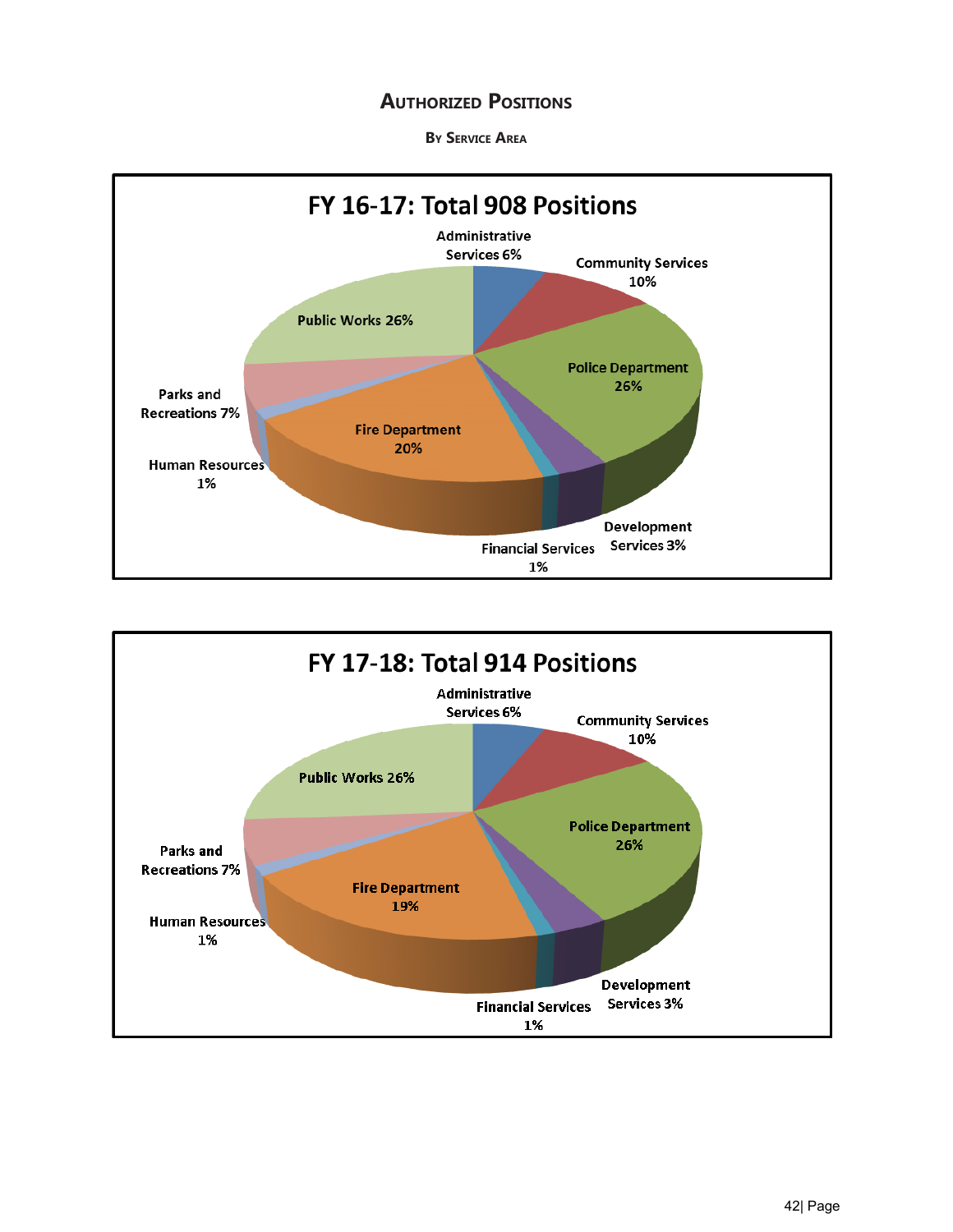## Authorized Positions

### By Service Area

**FY 16-17: Total 908 Positions**

- Administrative Services 6%
- Community Services 10%
- Police Department 26%
- Development Services 3%
- Financial Services 1%
- Fire Department 20%
- Human Resources 1%
- Parks and Recreations 7%
- Public Works 26%

**FY 17-18: Total 914 Positions**

- Administrative Services 6%
- Community Services 10%
- Police Department 26%
- Development Services 3%
- Financial Services 1%
- Fire Department 19%
- Human Resources 1%
- Parks and Recreations 7%
- Public Works 26%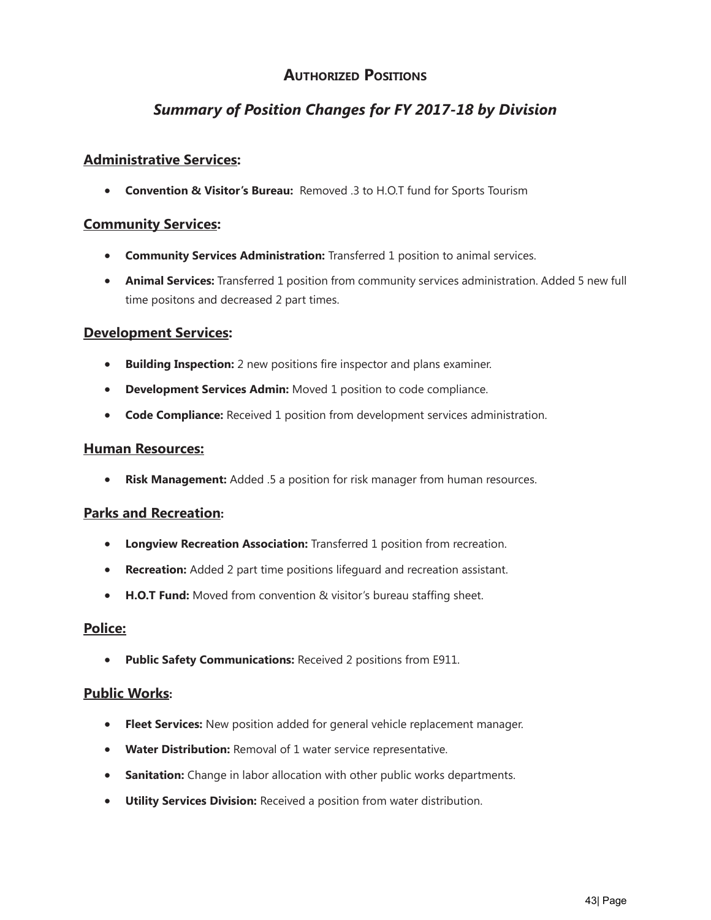# Authorized Positions

## *Summary of Position Changes for FY 2017-18 by Division*

### Administrative Services:

- **Convention & Visitor's Bureau:** Removed .3 to H.O.T fund for Sports Tourism

### Community Services:

- **Community Services Administration:** Transferred 1 position to animal services.
- **Animal Services:** Transferred 1 position from community services administration. Added 5 new full time positons and decreased 2 part times.

### Development Services:

- **Building Inspection:** 2 new positions fire inspector and plans examiner.
- **Development Services Admin:** Moved 1 position to code compliance.
- **Code Compliance:** Received 1 position from development services administration.

### Human Resources:

- **Risk Management:** Added .5 a position for risk manager from human resources.

### Parks and Recreation:

- **Longview Recreation Association:** Transferred 1 position from recreation.
- **Recreation:** Added 2 part time positions lifeguard and recreation assistant.
- **H.O.T Fund:** Moved from convention & visitor's bureau staffing sheet.

### Police:

- **Public Safety Communications:** Received 2 positions from E911.

### Public Works:

- **Fleet Services:** New position added for general vehicle replacement manager.
- **Water Distribution:** Removal of 1 water service representative.
- **Sanitation:** Change in labor allocation with other public works departments.
- **Utility Services Division:** Received a position from water distribution.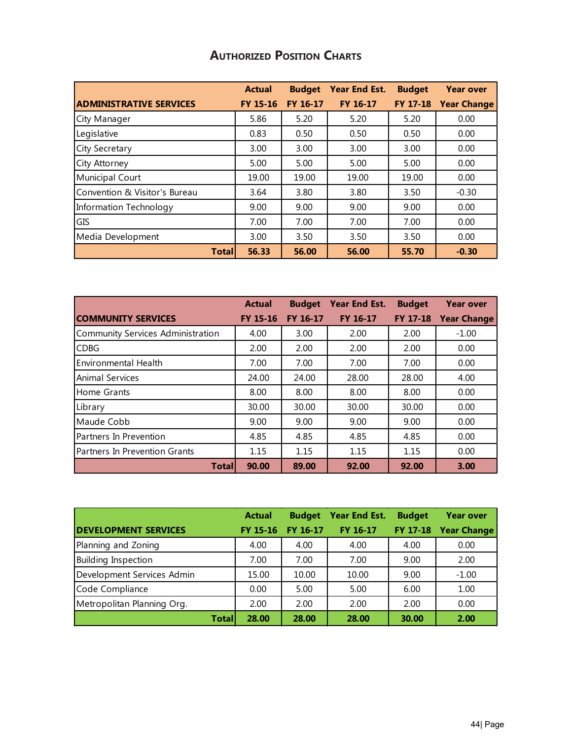# Authorized Position Charts

| ADMINISTRATIVE SERVICES | Actual FY 15-16 | Budget FY 16-17 | Year End Est. FY 16-17 | Budget FY 17-18 | Year over Year Change |
|---|---|---|---|---|---|
| City Manager | 5.86 | 5.20 | 5.20 | 5.20 | 0.00 |
| Legislative | 0.83 | 0.50 | 0.50 | 0.50 | 0.00 |
| City Secretary | 3.00 | 3.00 | 3.00 | 3.00 | 0.00 |
| City Attorney | 5.00 | 5.00 | 5.00 | 5.00 | 0.00 |
| Municipal Court | 19.00 | 19.00 | 19.00 | 19.00 | 0.00 |
| Convention & Visitor's Bureau | 3.64 | 3.80 | 3.80 | 3.50 | -0.30 |
| Information Technology | 9.00 | 9.00 | 9.00 | 9.00 | 0.00 |
| GIS | 7.00 | 7.00 | 7.00 | 7.00 | 0.00 |
| Media Development | 3.00 | 3.50 | 3.50 | 3.50 | 0.00 |
| **Total** | **56.33** | **56.00** | **56.00** | **55.70** | **-0.30** |

| COMMUNITY SERVICES | Actual FY 15-16 | Budget FY 16-17 | Year End Est. FY 16-17 | Budget FY 17-18 | Year over Year Change |
|---|---|---|---|---|---|
| Community Services Administration | 4.00 | 3.00 | 2.00 | 2.00 | -1.00 |
| CDBG | 2.00 | 2.00 | 2.00 | 2.00 | 0.00 |
| Environmental Health | 7.00 | 7.00 | 7.00 | 7.00 | 0.00 |
| Animal Services | 24.00 | 24.00 | 28.00 | 28.00 | 4.00 |
| Home Grants | 8.00 | 8.00 | 8.00 | 8.00 | 0.00 |
| Library | 30.00 | 30.00 | 30.00 | 30.00 | 0.00 |
| Maude Cobb | 9.00 | 9.00 | 9.00 | 9.00 | 0.00 |
| Partners In Prevention | 4.85 | 4.85 | 4.85 | 4.85 | 0.00 |
| Partners In Prevention Grants | 1.15 | 1.15 | 1.15 | 1.15 | 0.00 |
| **Total** | **90.00** | **89.00** | **92.00** | **92.00** | **3.00** |

| DEVELOPMENT SERVICES | Actual FY 15-16 | Budget FY 16-17 | Year End Est. FY 16-17 | Budget FY 17-18 | Year over Year Change |
|---|---|---|---|---|---|
| Planning and Zoning | 4.00 | 4.00 | 4.00 | 4.00 | 0.00 |
| Building Inspection | 7.00 | 7.00 | 7.00 | 9.00 | 2.00 |
| Development Services Admin | 15.00 | 10.00 | 10.00 | 9.00 | -1.00 |
| Code Compliance | 0.00 | 5.00 | 5.00 | 6.00 | 1.00 |
| Metropolitan Planning Org. | 2.00 | 2.00 | 2.00 | 2.00 | 0.00 |
| **Total** | **28.00** | **28.00** | **28.00** | **30.00** | **2.00** |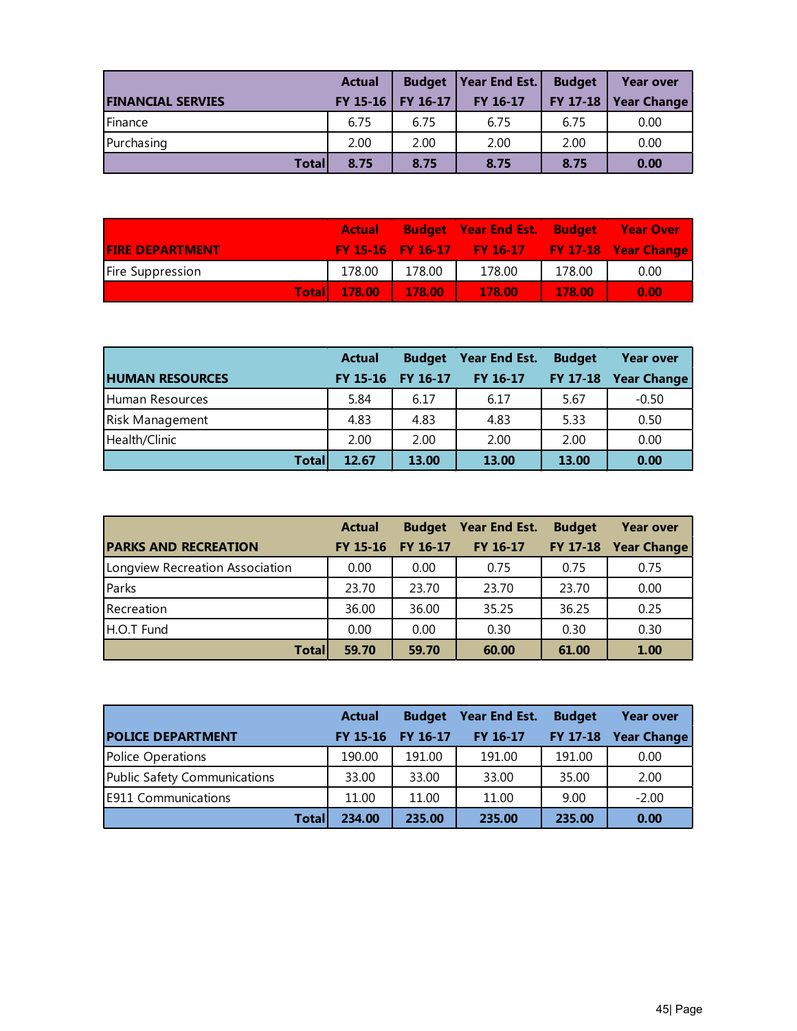| FINANCIAL SERVIES | Actual FY 15-16 | Budget FY 16-17 | Year End Est. FY 16-17 | Budget FY 17-18 | Year over Year Change |
|---|---|---|---|---|---|
| Finance | 6.75 | 6.75 | 6.75 | 6.75 | 0.00 |
| Purchasing | 2.00 | 2.00 | 2.00 | 2.00 | 0.00 |
| **Total** | **8.75** | **8.75** | **8.75** | **8.75** | **0.00** |

| FIRE DEPARTMENT | Actual FY 15-16 | Budget FY 16-17 | Year End Est. FY 16-17 | Budget FY 17-18 | Year Over Year Change |
|---|---|---|---|---|---|
| Fire Suppression | 178.00 | 178.00 | 178.00 | 178.00 | 0.00 |
| **Total** | **178.00** | **178.00** | **178.00** | **178.00** | **0.00** |

| HUMAN RESOURCES | Actual FY 15-16 | Budget FY 16-17 | Year End Est. FY 16-17 | Budget FY 17-18 | Year over Year Change |
|---|---|---|---|---|---|
| Human Resources | 5.84 | 6.17 | 6.17 | 5.67 | -0.50 |
| Risk Management | 4.83 | 4.83 | 4.83 | 5.33 | 0.50 |
| Health/Clinic | 2.00 | 2.00 | 2.00 | 2.00 | 0.00 |
| **Total** | **12.67** | **13.00** | **13.00** | **13.00** | **0.00** |

| PARKS AND RECREATION | Actual FY 15-16 | Budget FY 16-17 | Year End Est. FY 16-17 | Budget FY 17-18 | Year over Year Change |
|---|---|---|---|---|---|
| Longview Recreation Association | 0.00 | 0.00 | 0.75 | 0.75 | 0.75 |
| Parks | 23.70 | 23.70 | 23.70 | 23.70 | 0.00 |
| Recreation | 36.00 | 36.00 | 35.25 | 36.25 | 0.25 |
| H.O.T Fund | 0.00 | 0.00 | 0.30 | 0.30 | 0.30 |
| **Total** | **59.70** | **59.70** | **60.00** | **61.00** | **1.00** |

| POLICE DEPARTMENT | Actual FY 15-16 | Budget FY 16-17 | Year End Est. FY 16-17 | Budget FY 17-18 | Year over Year Change |
|---|---|---|---|---|---|
| Police Operations | 190.00 | 191.00 | 191.00 | 191.00 | 0.00 |
| Public Safety Communications | 33.00 | 33.00 | 33.00 | 35.00 | 2.00 |
| E911 Communications | 11.00 | 11.00 | 11.00 | 9.00 | -2.00 |
| **Total** | **234.00** | **235.00** | **235.00** | **235.00** | **0.00** |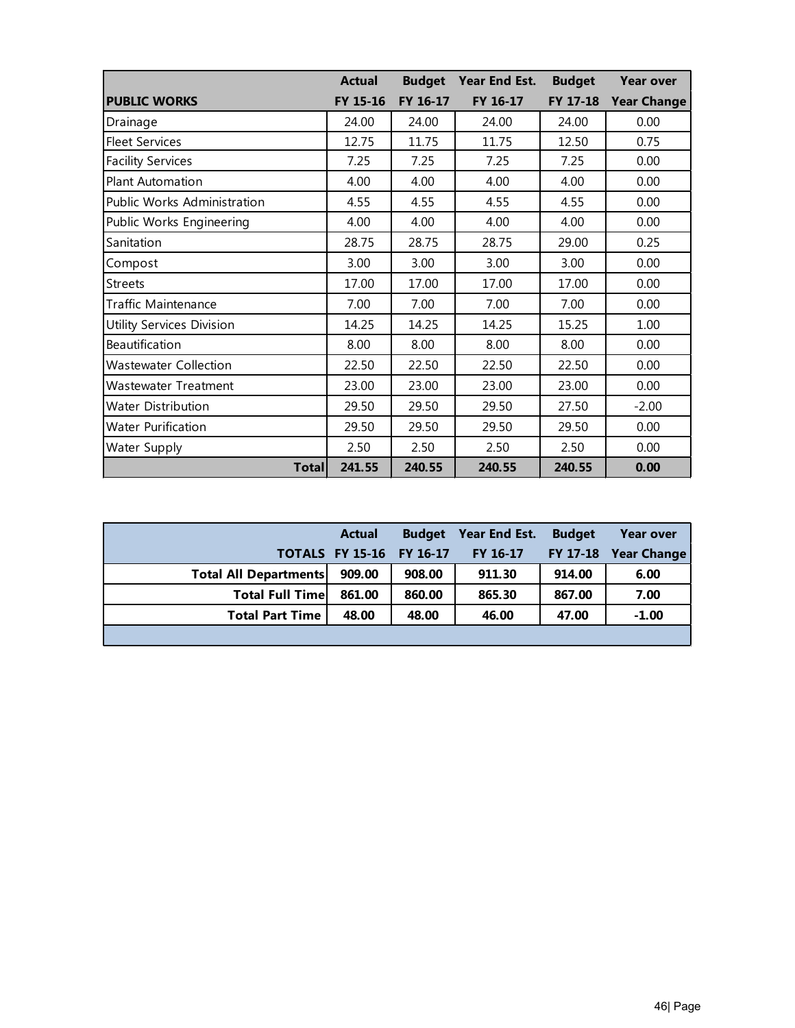| PUBLIC WORKS | Actual FY 15-16 | Budget FY 16-17 | Year End Est. FY 16-17 | Budget FY 17-18 | Year over Year Change |
|---|---|---|---|---|---|
| Drainage | 24.00 | 24.00 | 24.00 | 24.00 | 0.00 |
| Fleet Services | 12.75 | 11.75 | 11.75 | 12.50 | 0.75 |
| Facility Services | 7.25 | 7.25 | 7.25 | 7.25 | 0.00 |
| Plant Automation | 4.00 | 4.00 | 4.00 | 4.00 | 0.00 |
| Public Works Administration | 4.55 | 4.55 | 4.55 | 4.55 | 0.00 |
| Public Works Engineering | 4.00 | 4.00 | 4.00 | 4.00 | 0.00 |
| Sanitation | 28.75 | 28.75 | 28.75 | 29.00 | 0.25 |
| Compost | 3.00 | 3.00 | 3.00 | 3.00 | 0.00 |
| Streets | 17.00 | 17.00 | 17.00 | 17.00 | 0.00 |
| Traffic Maintenance | 7.00 | 7.00 | 7.00 | 7.00 | 0.00 |
| Utility Services Division | 14.25 | 14.25 | 14.25 | 15.25 | 1.00 |
| Beautification | 8.00 | 8.00 | 8.00 | 8.00 | 0.00 |
| Wastewater Collection | 22.50 | 22.50 | 22.50 | 22.50 | 0.00 |
| Wastewater Treatment | 23.00 | 23.00 | 23.00 | 23.00 | 0.00 |
| Water Distribution | 29.50 | 29.50 | 29.50 | 27.50 | -2.00 |
| Water Purification | 29.50 | 29.50 | 29.50 | 29.50 | 0.00 |
| Water Supply | 2.50 | 2.50 | 2.50 | 2.50 | 0.00 |
| **Total** | **241.55** | **240.55** | **240.55** | **240.55** | **0.00** |

| TOTALS | Actual FY 15-16 | Budget FY 16-17 | Year End Est. FY 16-17 | Budget FY 17-18 | Year over Year Change |
|---|---|---|---|---|---|
| **Total All Departments** | **909.00** | **908.00** | **911.30** | **914.00** | **6.00** |
| **Total Full Time** | **861.00** | **860.00** | **865.30** | **867.00** | **7.00** |
| **Total Part Time** | **48.00** | **48.00** | **46.00** | **47.00** | **-1.00** |